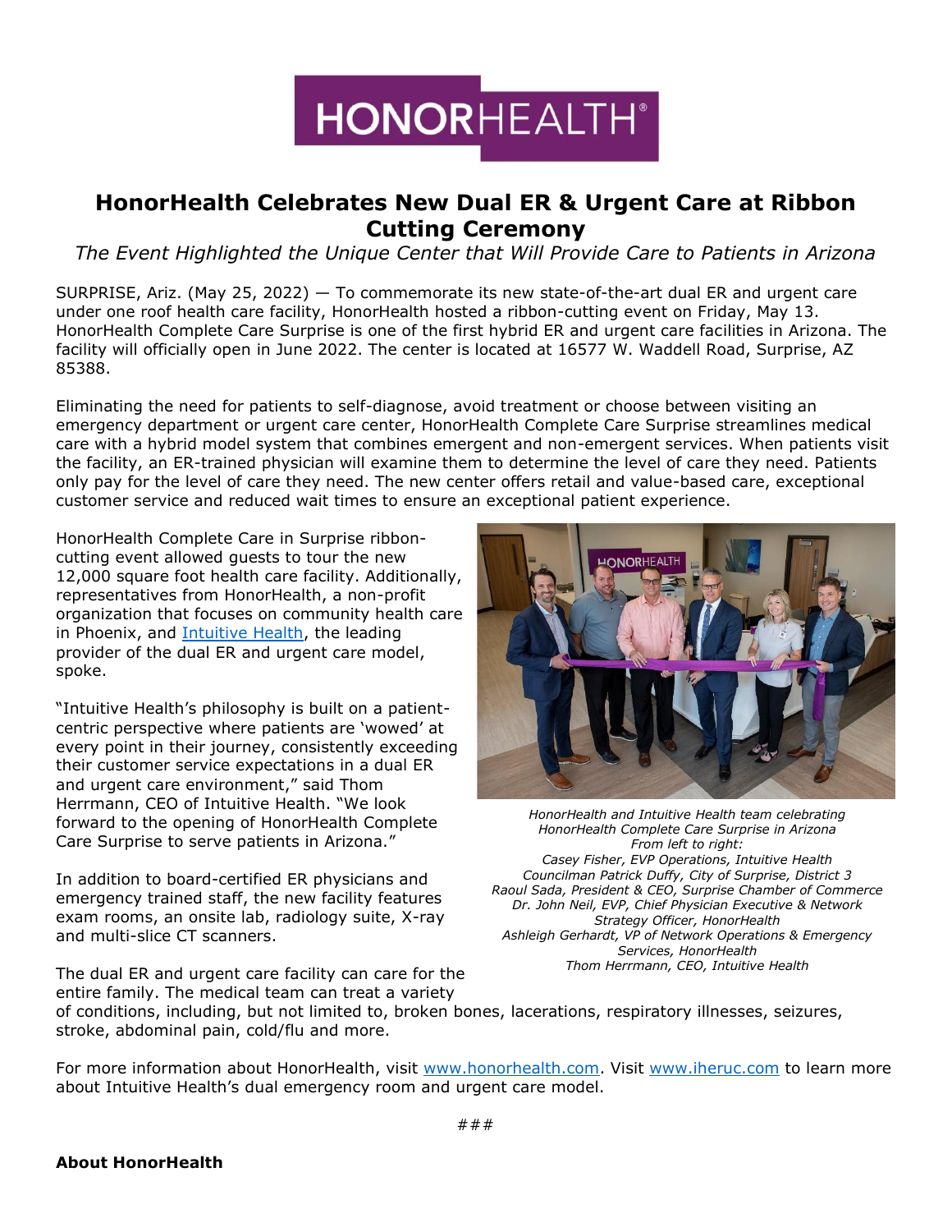# HonorHealth Celebrates New Dual ER & Urgent Care at Ribbon Cutting Ceremony

*The Event Highlighted the Unique Center that Will Provide Care to Patients in Arizona*

SURPRISE, Ariz. (May 25, 2022) — To commemorate its new state-of-the-art dual ER and urgent care under one roof health care facility, HonorHealth hosted a ribbon-cutting event on Friday, May 13. HonorHealth Complete Care Surprise is one of the first hybrid ER and urgent care facilities in Arizona. The facility will officially open in June 2022. The center is located at 16577 W. Waddell Road, Surprise, AZ 85388.

Eliminating the need for patients to self-diagnose, avoid treatment or choose between visiting an emergency department or urgent care center, HonorHealth Complete Care Surprise streamlines medical care with a hybrid model system that combines emergent and non-emergent services. When patients visit the facility, an ER-trained physician will examine them to determine the level of care they need. Patients only pay for the level of care they need. The new center offers retail and value-based care, exceptional customer service and reduced wait times to ensure an exceptional patient experience.

HonorHealth Complete Care in Surprise ribbon-cutting event allowed guests to tour the new 12,000 square foot health care facility. Additionally, representatives from HonorHealth, a non-profit organization that focuses on community health care in Phoenix, and [Intuitive Health](), the leading provider of the dual ER and urgent care model, spoke.

"Intuitive Health's philosophy is built on a patient-centric perspective where patients are 'wowed' at every point in their journey, consistently exceeding their customer service expectations in a dual ER and urgent care environment," said Thom Herrmann, CEO of Intuitive Health. "We look forward to the opening of HonorHealth Complete Care Surprise to serve patients in Arizona."

In addition to board-certified ER physicians and emergency trained staff, the new facility features exam rooms, an onsite lab, radiology suite, X-ray and multi-slice CT scanners.

*HonorHealth and Intuitive Health team celebrating HonorHealth Complete Care Surprise in Arizona*
*From left to right:*
*Casey Fisher, EVP Operations, Intuitive Health*
*Councilman Patrick Duffy, City of Surprise, District 3*
*Raoul Sada, President & CEO, Surprise Chamber of Commerce*
*Dr. John Neil, EVP, Chief Physician Executive & Network Strategy Officer, HonorHealth*
*Ashleigh Gerhardt, VP of Network Operations & Emergency Services, HonorHealth*
*Thom Herrmann, CEO, Intuitive Health*

The dual ER and urgent care facility can care for the entire family. The medical team can treat a variety of conditions, including, but not limited to, broken bones, lacerations, respiratory illnesses, seizures, stroke, abdominal pain, cold/flu and more.

For more information about HonorHealth, visit [www.honorhealth.com](). Visit [www.iheruc.com]() to learn more about Intuitive Health's dual emergency room and urgent care model.

###

**About HonorHealth**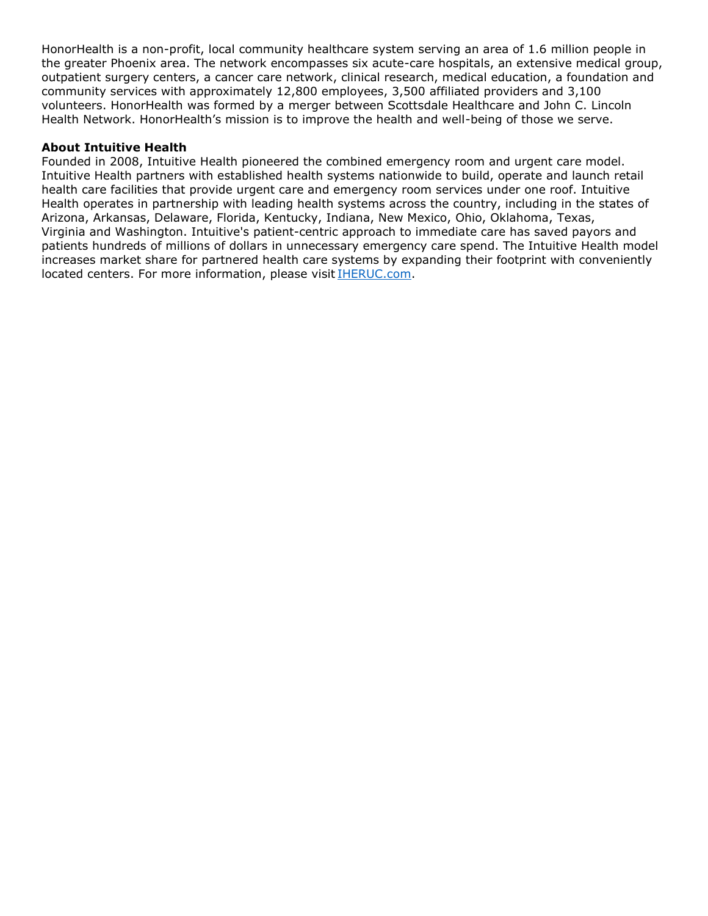HonorHealth is a non-profit, local community healthcare system serving an area of 1.6 million people in the greater Phoenix area. The network encompasses six acute-care hospitals, an extensive medical group, outpatient surgery centers, a cancer care network, clinical research, medical education, a foundation and community services with approximately 12,800 employees, 3,500 affiliated providers and 3,100 volunteers. HonorHealth was formed by a merger between Scottsdale Healthcare and John C. Lincoln Health Network. HonorHealth's mission is to improve the health and well-being of those we serve.

**About Intuitive Health**

Founded in 2008, Intuitive Health pioneered the combined emergency room and urgent care model. Intuitive Health partners with established health systems nationwide to build, operate and launch retail health care facilities that provide urgent care and emergency room services under one roof. Intuitive Health operates in partnership with leading health systems across the country, including in the states of Arizona, Arkansas, Delaware, Florida, Kentucky, Indiana, New Mexico, Ohio, Oklahoma, Texas, Virginia and Washington. Intuitive's patient-centric approach to immediate care has saved payors and patients hundreds of millions of dollars in unnecessary emergency care spend. The Intuitive Health model increases market share for partnered health care systems by expanding their footprint with conveniently located centers. For more information, please visit [IHERUC.com](IHERUC.com).